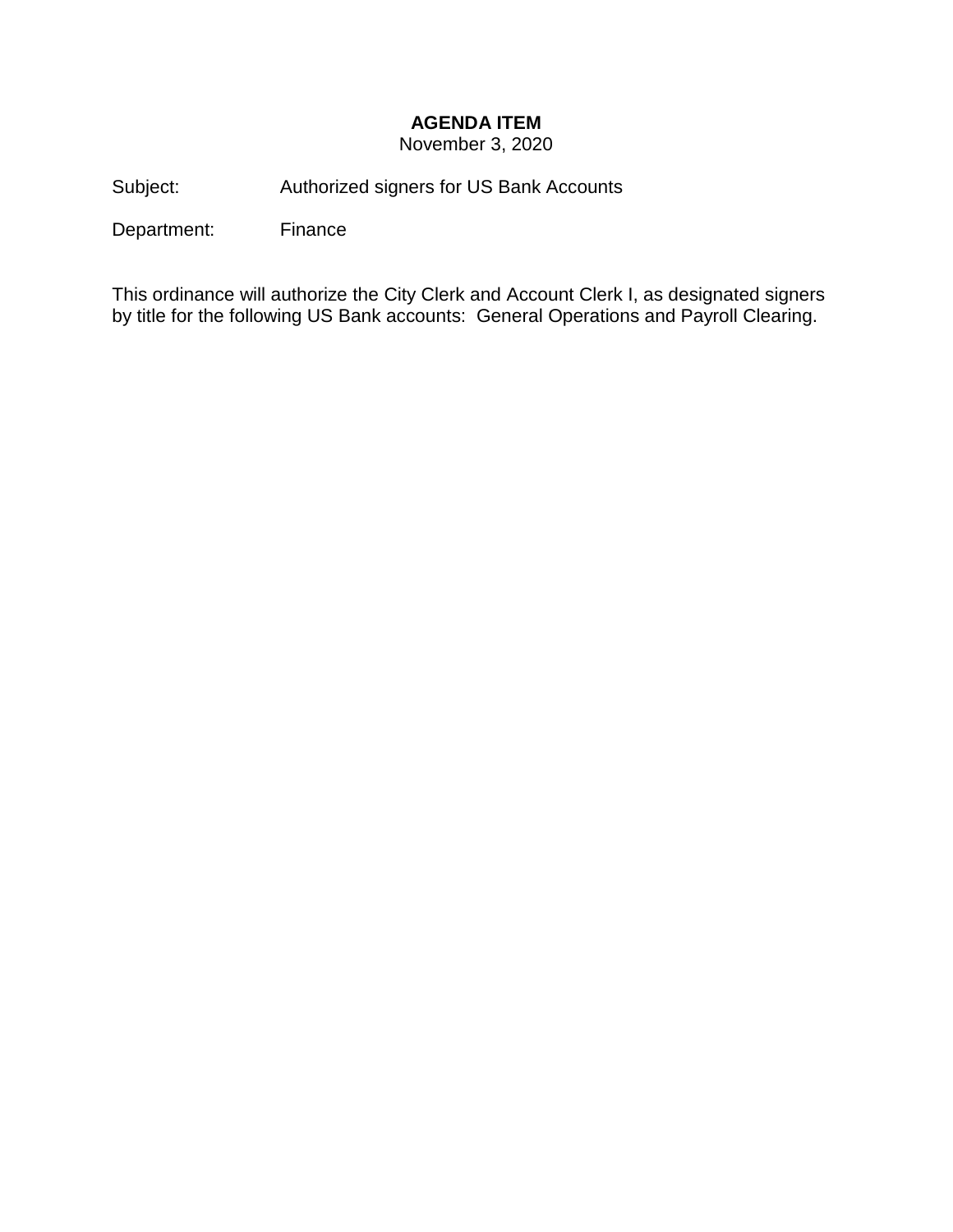**AGENDA ITEM**
November 3, 2020

Subject: Authorized signers for US Bank Accounts

Department: Finance

This ordinance will authorize the City Clerk and Account Clerk I, as designated signers by title for the following US Bank accounts: General Operations and Payroll Clearing.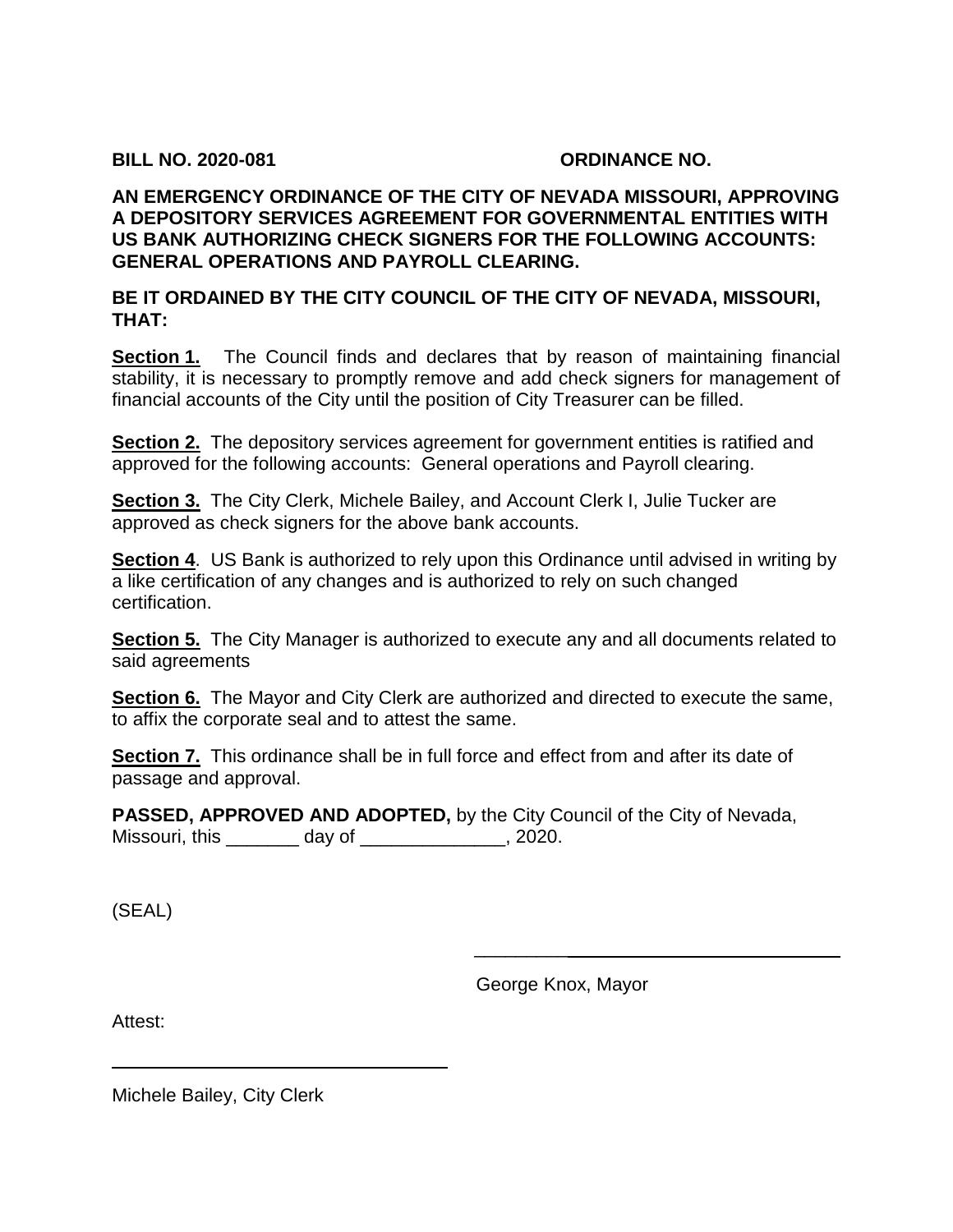**BILL NO. 2020-081** **ORDINANCE NO.**

**AN EMERGENCY ORDINANCE OF THE CITY OF NEVADA MISSOURI, APPROVING A DEPOSITORY SERVICES AGREEMENT FOR GOVERNMENTAL ENTITIES WITH US BANK AUTHORIZING CHECK SIGNERS FOR THE FOLLOWING ACCOUNTS: GENERAL OPERATIONS AND PAYROLL CLEARING.**

**BE IT ORDAINED BY THE CITY COUNCIL OF THE CITY OF NEVADA, MISSOURI, THAT:**

**Section 1.** The Council finds and declares that by reason of maintaining financial stability, it is necessary to promptly remove and add check signers for management of financial accounts of the City until the position of City Treasurer can be filled.

**Section 2.** The depository services agreement for government entities is ratified and approved for the following accounts: General operations and Payroll clearing.

**Section 3.** The City Clerk, Michele Bailey, and Account Clerk I, Julie Tucker are approved as check signers for the above bank accounts.

**Section 4**. US Bank is authorized to rely upon this Ordinance until advised in writing by a like certification of any changes and is authorized to rely on such changed certification.

**Section 5.** The City Manager is authorized to execute any and all documents related to said agreements

**Section 6.** The Mayor and City Clerk are authorized and directed to execute the same, to affix the corporate seal and to attest the same.

**Section 7.** This ordinance shall be in full force and effect from and after its date of passage and approval.

**PASSED, APPROVED AND ADOPTED,** by the City Council of the City of Nevada, Missouri, this _______ day of ______________, 2020.

(SEAL)

______________________________

George Knox, Mayor

Attest:

______________________________

Michele Bailey, City Clerk